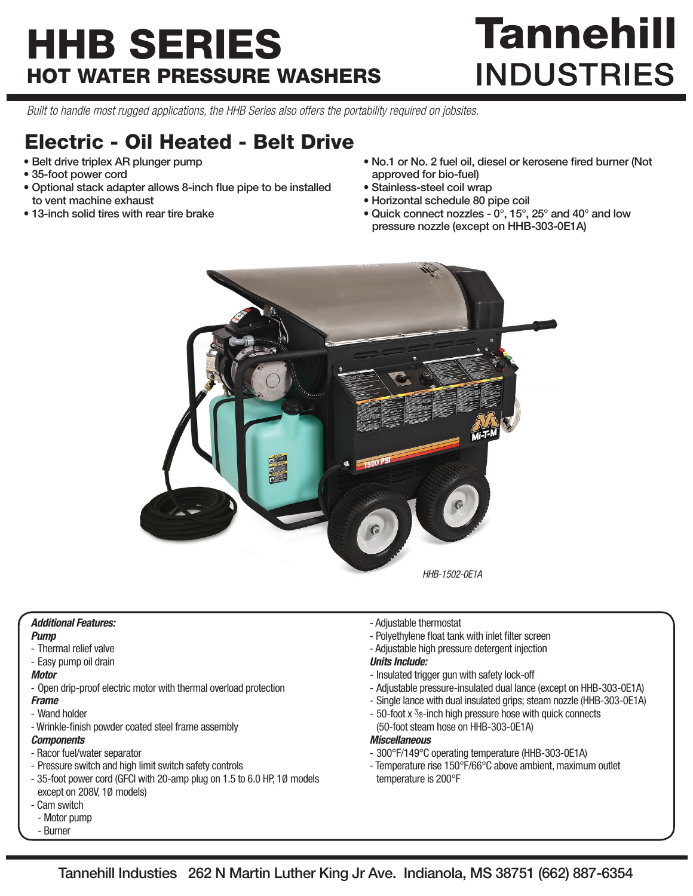# HHB SERIES
## HOT WATER PRESSURE WASHERS

# Tannehill INDUSTRIES

*Built to handle most rugged applications, the HHB Series also offers the portability required on jobsites.*

## Electric - Oil Heated - Belt Drive

- Belt drive triplex AR plunger pump
- 35-foot power cord
- Optional stack adapter allows 8-inch flue pipe to be installed to vent machine exhaust
- 13-inch solid tires with rear tire brake
- No.1 or No. 2 fuel oil, diesel or kerosene fired burner (Not approved for bio-fuel)
- Stainless-steel coil wrap
- Horizontal schedule 80 pipe coil
- Quick connect nozzles - 0°, 15°, 25° and 40° and low pressure nozzle (except on HHB-303-0E1A)

*HHB-1502-0E1A*

***Additional Features:***

***Pump***
- Thermal relief valve
- Easy pump oil drain

***Motor***
- Open drip-proof electric motor with thermal overload protection

***Frame***
- Wand holder
- Wrinkle-finish powder coated steel frame assembly

***Components***
- Racor fuel/water separator
- Pressure switch and high limit switch safety controls
- 35-foot power cord (GFCI with 20-amp plug on 1.5 to 6.0 HP, 1Ø models except on 208V, 1Ø models)
- Cam switch
  - Motor pump
  - Burner
- Adjustable thermostat
- Polyethylene float tank with inlet filter screen
- Adjustable high pressure detergent injection

***Units Include:***
- Insulated trigger gun with safety lock-off
- Adjustable pressure-insulated dual lance (except on HHB-303-0E1A)
- Single lance with dual insulated grips; steam nozzle (HHB-303-0E1A)
- 50-foot x 3/8-inch high pressure hose with quick connects (50-foot steam hose on HHB-303-0E1A)

***Miscellaneous***
- 300°F/149°C operating temperature (HHB-303-0E1A)
- Temperature rise 150°F/66°C above ambient, maximum outlet temperature is 200°F

Tannehill Industies 262 N Martin Luther King Jr Ave. Indianola, MS 38751 (662) 887-6354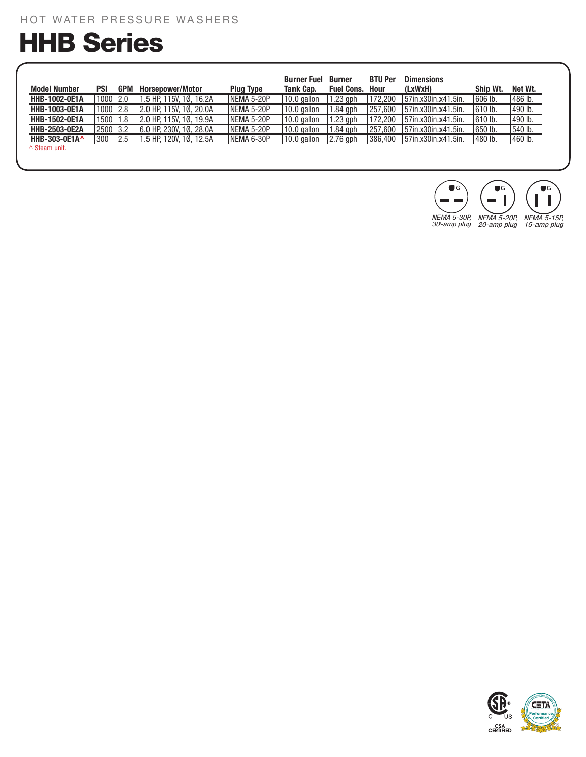HOT WATER PRESSURE WASHERS

# HHB Series

| Model Number | PSI | GPM | Horsepower/Motor | Plug Type | Burner Fuel Tank Cap. | Burner Fuel Cons. | BTU Per Hour | Dimensions (LxWxH) | Ship Wt. | Net Wt. |
|---|---|---|---|---|---|---|---|---|---|---|
| **HHB-1002-0E1A** | 1000 | 2.0 | 1.5 HP, 115V, 1Ø, 16.2A | NEMA 5-20P | 10.0 gallon | 1.23 gph | 172,200 | 57in.x30in.x41.5in. | 606 lb. | 486 lb. |
| **HHB-1003-0E1A** | 1000 | 2.8 | 2.0 HP, 115V, 1Ø, 20.0A | NEMA 5-20P | 10.0 gallon | 1.84 gph | 257,600 | 57in.x30in.x41.5in. | 610 lb. | 490 lb. |
| **HHB-1502-0E1A** | 1500 | 1.8 | 2.0 HP, 115V, 1Ø, 19.9A | NEMA 5-20P | 10.0 gallon | 1.23 gph | 172,200 | 57in.x30in.x41.5in. | 610 lb. | 490 lb. |
| **HHB-2503-0E2A** | 2500 | 3.2 | 6.0 HP, 230V, 1Ø, 28.0A | NEMA 5-20P | 10.0 gallon | 1.84 gph | 257,600 | 57in.x30in.x41.5in. | 650 lb. | 540 lb. |
| **HHB-303-0E1A^** | 300 | 2.5 | 1.5 HP, 120V, 1Ø, 12.5A | NEMA 6-30P | 10.0 gallon | 2.76 gph | 386,400 | 57in.x30in.x41.5in. | 480 lb. | 460 lb. |

^ Steam unit.

*NEMA 5-30P, 30-amp plug*

*NEMA 5-20P, 20-amp plug*

*NEMA 5-15P, 15-amp plug*

CSA CERTIFIED

CETA Performance Certified